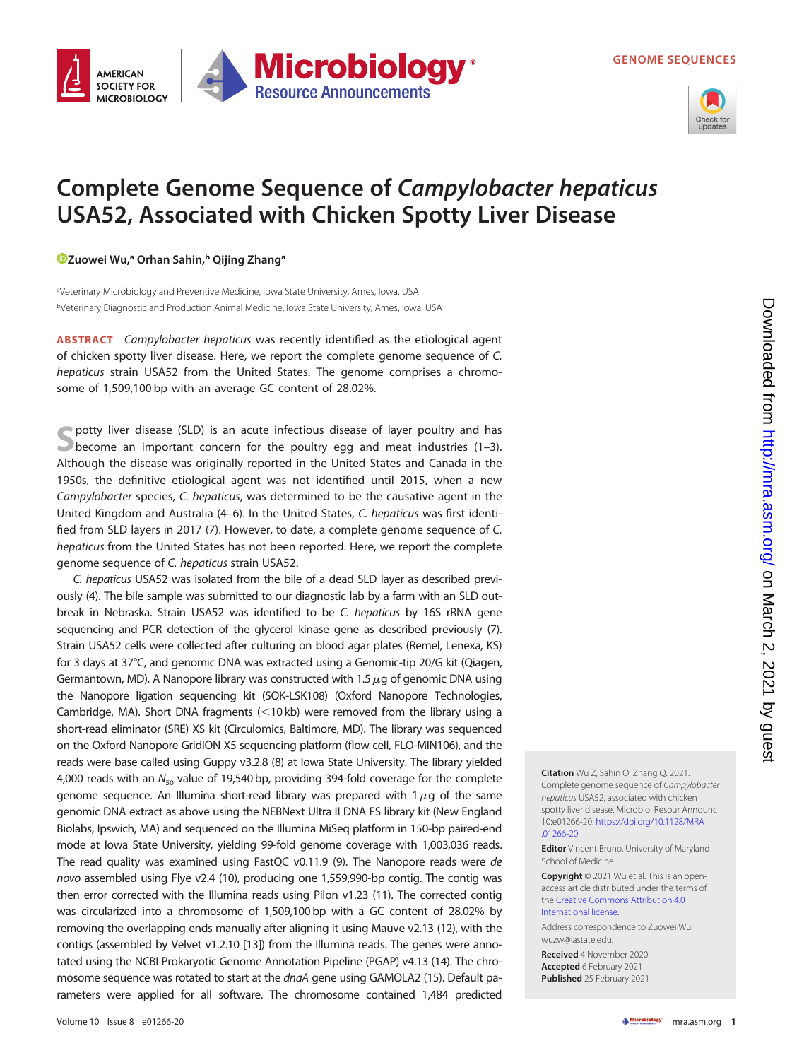GENOME SEQUENCES

# Complete Genome Sequence of *Campylobacter hepaticus* USA52, Associated with Chicken Spotty Liver Disease

Zuowei Wu,[a] Orhan Sahin,[b] Qijing Zhang[a]

[a]Veterinary Microbiology and Preventive Medicine, Iowa State University, Ames, Iowa, USA
[b]Veterinary Diagnostic and Production Animal Medicine, Iowa State University, Ames, Iowa, USA

**ABSTRACT** *Campylobacter hepaticus* was recently identified as the etiological agent of chicken spotty liver disease. Here, we report the complete genome sequence of *C. hepaticus* strain USA52 from the United States. The genome comprises a chromosome of 1,509,100 bp with an average GC content of 28.02%.

Spotty liver disease (SLD) is an acute infectious disease of layer poultry and has become an important concern for the poultry egg and meat industries (1–3). Although the disease was originally reported in the United States and Canada in the 1950s, the definitive etiological agent was not identified until 2015, when a new *Campylobacter* species, *C. hepaticus*, was determined to be the causative agent in the United Kingdom and Australia (4–6). In the United States, *C. hepaticus* was first identified from SLD layers in 2017 (7). However, to date, a complete genome sequence of *C. hepaticus* from the United States has not been reported. Here, we report the complete genome sequence of *C. hepaticus* strain USA52.

*C. hepaticus* USA52 was isolated from the bile of a dead SLD layer as described previously (4). The bile sample was submitted to our diagnostic lab by a farm with an SLD outbreak in Nebraska. Strain USA52 was identified to be *C. hepaticus* by 16S rRNA gene sequencing and PCR detection of the glycerol kinase gene as described previously (7). Strain USA52 cells were collected after culturing on blood agar plates (Remel, Lenexa, KS) for 3 days at 37°C, and genomic DNA was extracted using a Genomic-tip 20/G kit (Qiagen, Germantown, MD). A Nanopore library was constructed with 1.5 $\mu$g of genomic DNA using the Nanopore ligation sequencing kit (SQK-LSK108) (Oxford Nanopore Technologies, Cambridge, MA). Short DNA fragments (<10 kb) were removed from the library using a short-read eliminator (SRE) XS kit (Circulomics, Baltimore, MD). The library was sequenced on the Oxford Nanopore GridION X5 sequencing platform (flow cell, FLO-MIN106), and the reads were base called using Guppy v3.2.8 (8) at Iowa State University. The library yielded 4,000 reads with an $N_{50}$ value of 19,540 bp, providing 394-fold coverage for the complete genome sequence. An Illumina short-read library was prepared with 1 $\mu$g of the same genomic DNA extract as above using the NEBNext Ultra II DNA FS library kit (New England Biolabs, Ipswich, MA) and sequenced on the Illumina MiSeq platform in 150-bp paired-end mode at Iowa State University, yielding 99-fold genome coverage with 1,003,036 reads. The read quality was examined using FastQC v0.11.9 (9). The Nanopore reads were *de novo* assembled using Flye v2.4 (10), producing one 1,559,990-bp contig. The contig was then error corrected with the Illumina reads using Pilon v1.23 (11). The corrected contig was circularized into a chromosome of 1,509,100 bp with a GC content of 28.02% by removing the overlapping ends manually after aligning it using Mauve v2.13 (12), with the contigs (assembled by Velvet v1.2.10 [13]) from the Illumina reads. The genes were annotated using the NCBI Prokaryotic Genome Annotation Pipeline (PGAP) v4.13 (14). The chromosome sequence was rotated to start at the *dnaA* gene using GAMOLA2 (15). Default parameters were applied for all software. The chromosome contained 1,484 predicted

**Citation** Wu Z, Sahin O, Zhang Q. 2021. Complete genome sequence of *Campylobacter hepaticus* USA52, associated with chicken spotty liver disease. Microbiol Resour Announc 10:e01266-20. https://doi.org/10.1128/MRA.01266-20.

**Editor** Vincent Bruno, University of Maryland School of Medicine

**Copyright** © 2021 Wu et al. This is an open-access article distributed under the terms of the Creative Commons Attribution 4.0 International license.

Address correspondence to Zuowei Wu, wuzw@iastate.edu.

**Received** 4 November 2020
**Accepted** 6 February 2021
**Published** 25 February 2021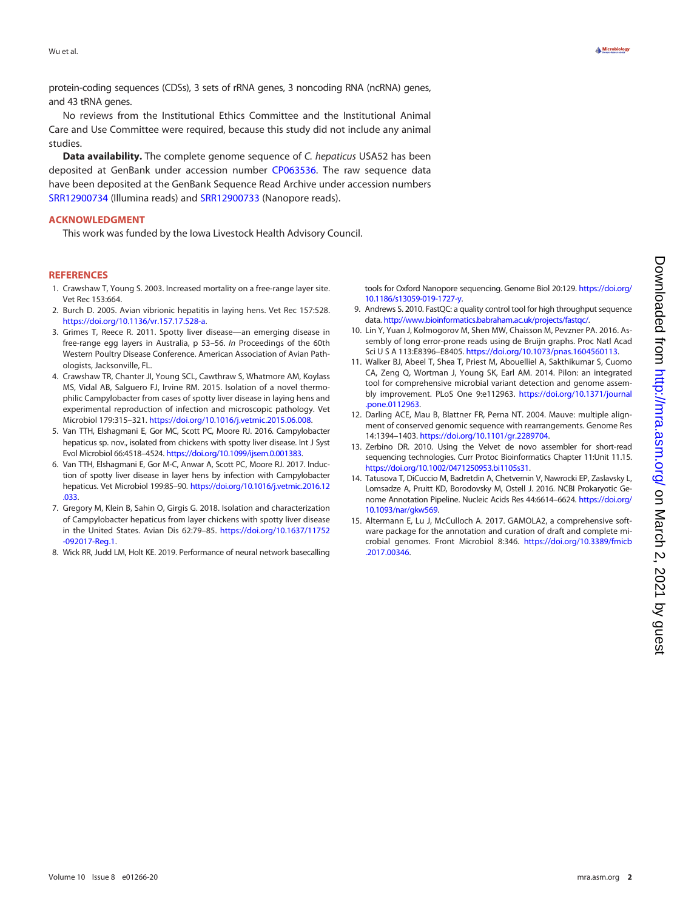protein-coding sequences (CDSs), 3 sets of rRNA genes, 3 noncoding RNA (ncRNA) genes, and 43 tRNA genes.

No reviews from the Institutional Ethics Committee and the Institutional Animal Care and Use Committee were required, because this study did not include any animal studies.

**Data availability.** The complete genome sequence of *C. hepaticus* USA52 has been deposited at GenBank under accession number CP063536. The raw sequence data have been deposited at the GenBank Sequence Read Archive under accession numbers SRR12900734 (Illumina reads) and SRR12900733 (Nanopore reads).

## ACKNOWLEDGMENT

This work was funded by the Iowa Livestock Health Advisory Council.

## REFERENCES

1. Crawshaw T, Young S. 2003. Increased mortality on a free-range layer site. Vet Rec 153:664.
2. Burch D. 2005. Avian vibrionic hepatitis in laying hens. Vet Rec 157:528. https://doi.org/10.1136/vr.157.17.528-a.
3. Grimes T, Reece R. 2011. Spotty liver disease—an emerging disease in free-range egg layers in Australia, p 53–56. *In* Proceedings of the 60th Western Poultry Disease Conference. American Association of Avian Pathologists, Jacksonville, FL.
4. Crawshaw TR, Chanter JI, Young SCL, Cawthraw S, Whatmore AM, Koylass MS, Vidal AB, Salguero FJ, Irvine RM. 2015. Isolation of a novel thermophilic Campylobacter from cases of spotty liver disease in laying hens and experimental reproduction of infection and microscopic pathology. Vet Microbiol 179:315–321. https://doi.org/10.1016/j.vetmic.2015.06.008.
5. Van TTH, Elshagmani E, Gor MC, Scott PC, Moore RJ. 2016. Campylobacter hepaticus sp. nov., isolated from chickens with spotty liver disease. Int J Syst Evol Microbiol 66:4518–4524. https://doi.org/10.1099/ijsem.0.001383.
6. Van TTH, Elshagmani E, Gor M-C, Anwar A, Scott PC, Moore RJ. 2017. Induction of spotty liver disease in layer hens by infection with Campylobacter hepaticus. Vet Microbiol 199:85–90. https://doi.org/10.1016/j.vetmic.2016.12.033.
7. Gregory M, Klein B, Sahin O, Girgis G. 2018. Isolation and characterization of Campylobacter hepaticus from layer chickens with spotty liver disease in the United States. Avian Dis 62:79–85. https://doi.org/10.1637/11752-092017-Reg.1.
8. Wick RR, Judd LM, Holt KE. 2019. Performance of neural network basecalling tools for Oxford Nanopore sequencing. Genome Biol 20:129. https://doi.org/10.1186/s13059-019-1727-y.
9. Andrews S. 2010. FastQC: a quality control tool for high throughput sequence data. http://www.bioinformatics.babraham.ac.uk/projects/fastqc/.
10. Lin Y, Yuan J, Kolmogorov M, Shen MW, Chaisson M, Pevzner PA. 2016. Assembly of long error-prone reads using de Bruijn graphs. Proc Natl Acad Sci U S A 113:E8396–E8405. https://doi.org/10.1073/pnas.1604560113.
11. Walker BJ, Abeel T, Shea T, Priest M, Abouelliel A, Sakthikumar S, Cuomo CA, Zeng Q, Wortman J, Young SK, Earl AM. 2014. Pilon: an integrated tool for comprehensive microbial variant detection and genome assembly improvement. PLoS One 9:e112963. https://doi.org/10.1371/journal.pone.0112963.
12. Darling ACE, Mau B, Blattner FR, Perna NT. 2004. Mauve: multiple alignment of conserved genomic sequence with rearrangements. Genome Res 14:1394–1403. https://doi.org/10.1101/gr.2289704.
13. Zerbino DR. 2010. Using the Velvet de novo assembler for short-read sequencing technologies. Curr Protoc Bioinformatics Chapter 11:Unit 11.15. https://doi.org/10.1002/0471250953.bi1105s31.
14. Tatusova T, DiCuccio M, Badretdin A, Chetvernin V, Nawrocki EP, Zaslavsky L, Lomsadze A, Pruitt KD, Borodovsky M, Ostell J. 2016. NCBI Prokaryotic Genome Annotation Pipeline. Nucleic Acids Res 44:6614–6624. https://doi.org/10.1093/nar/gkw569.
15. Altermann E, Lu J, McCulloch A. 2017. GAMOLA2, a comprehensive software package for the annotation and curation of draft and complete microbial genomes. Front Microbiol 8:346. https://doi.org/10.3389/fmicb.2017.00346.